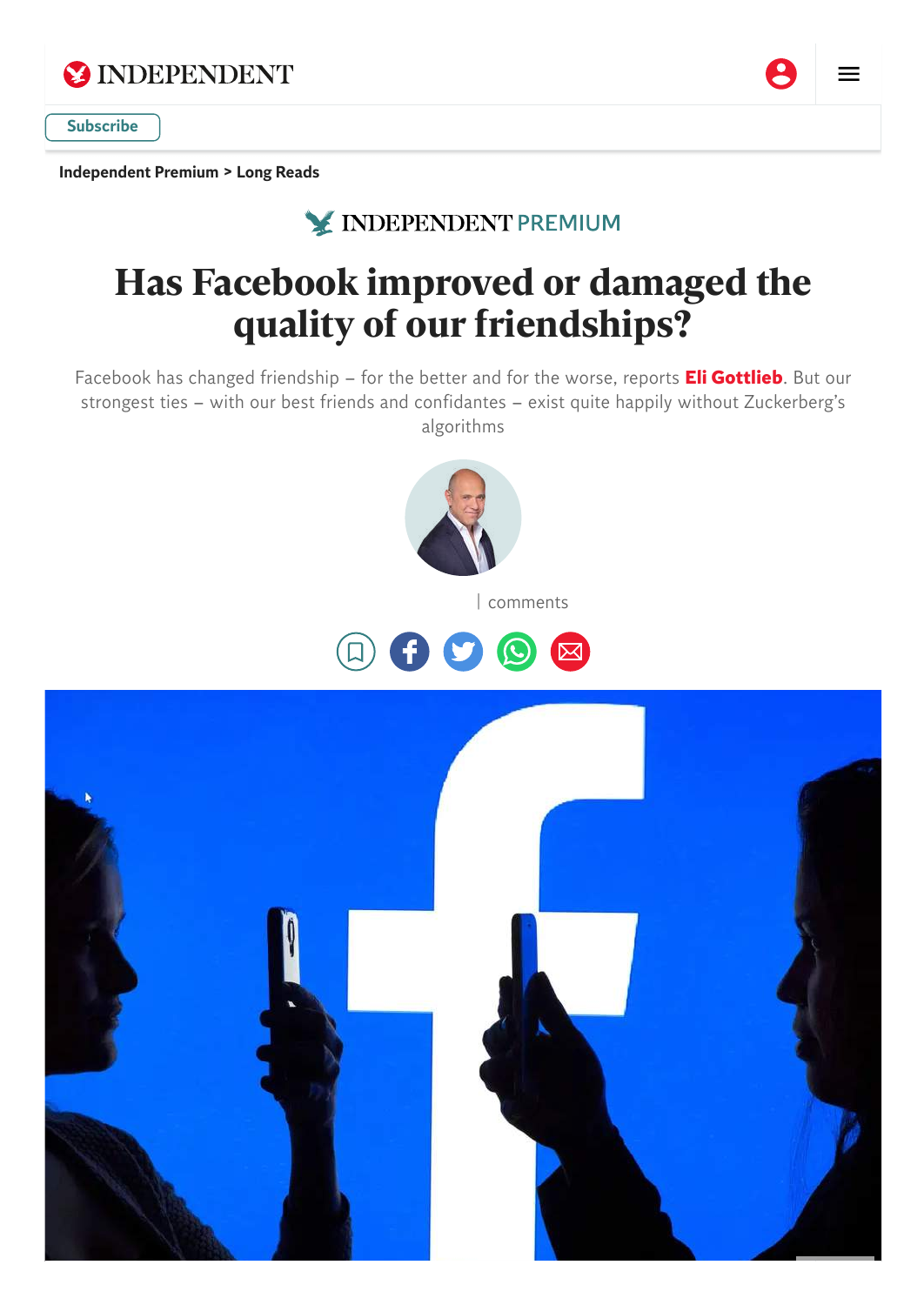Independent Premium > Long Reads

# Has Facebook improved or damaged the quality of our friendships?

Facebook has changed friendship – for the better and for the worse, reports **Eli Gottlieb**. But our strongest ties – with our best friends and confidantes – exist quite happily without Zuckerberg's algorithms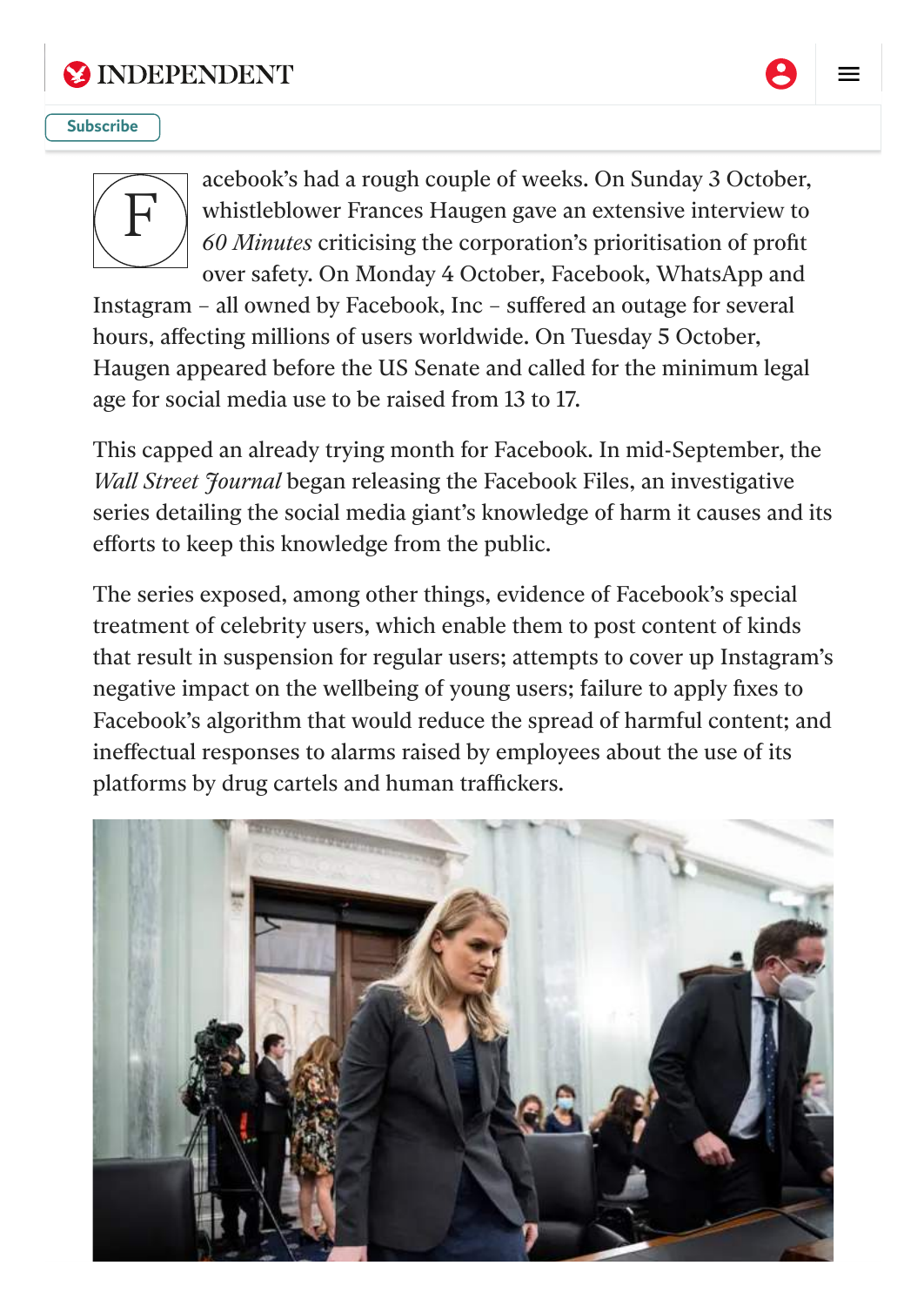Facebook's had a rough couple of weeks. On Sunday 3 October, whistleblower Frances Haugen gave an extensive interview to *60 Minutes* criticising the corporation's prioritisation of profit over safety. On Monday 4 October, Facebook, WhatsApp and Instagram – all owned by Facebook, Inc – suffered an outage for several hours, affecting millions of users worldwide. On Tuesday 5 October, Haugen appeared before the US Senate and called for the minimum legal age for social media use to be raised from 13 to 17.

This capped an already trying month for Facebook. In mid-September, the *Wall Street Journal* began releasing the Facebook Files, an investigative series detailing the social media giant's knowledge of harm it causes and its efforts to keep this knowledge from the public.

The series exposed, among other things, evidence of Facebook's special treatment of celebrity users, which enable them to post content of kinds that result in suspension for regular users; attempts to cover up Instagram's negative impact on the wellbeing of young users; failure to apply fixes to Facebook's algorithm that would reduce the spread of harmful content; and ineffectual responses to alarms raised by employees about the use of its platforms by drug cartels and human traffickers.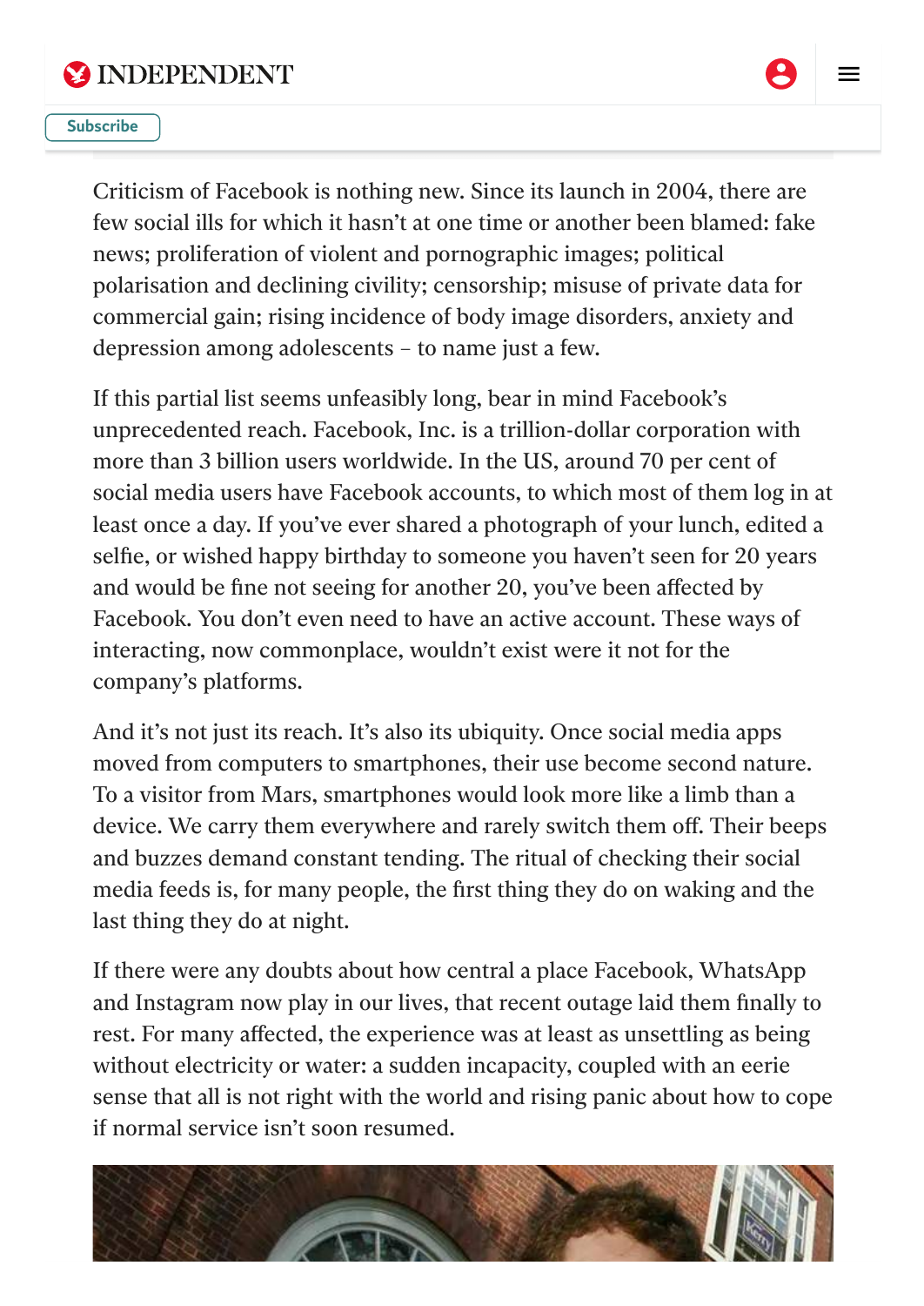Criticism of Facebook is nothing new. Since its launch in 2004, there are few social ills for which it hasn't at one time or another been blamed: fake news; proliferation of violent and pornographic images; political polarisation and declining civility; censorship; misuse of private data for commercial gain; rising incidence of body image disorders, anxiety and depression among adolescents – to name just a few.

If this partial list seems unfeasibly long, bear in mind Facebook's unprecedented reach. Facebook, Inc. is a trillion-dollar corporation with more than 3 billion users worldwide. In the US, around 70 per cent of social media users have Facebook accounts, to which most of them log in at least once a day. If you've ever shared a photograph of your lunch, edited a selfie, or wished happy birthday to someone you haven't seen for 20 years and would be fine not seeing for another 20, you've been affected by Facebook. You don't even need to have an active account. These ways of interacting, now commonplace, wouldn't exist were it not for the company's platforms.

And it's not just its reach. It's also its ubiquity. Once social media apps moved from computers to smartphones, their use become second nature. To a visitor from Mars, smartphones would look more like a limb than a device. We carry them everywhere and rarely switch them off. Their beeps and buzzes demand constant tending. The ritual of checking their social media feeds is, for many people, the first thing they do on waking and the last thing they do at night.

If there were any doubts about how central a place Facebook, WhatsApp and Instagram now play in our lives, that recent outage laid them finally to rest. For many affected, the experience was at least as unsettling as being without electricity or water: a sudden incapacity, coupled with an eerie sense that all is not right with the world and rising panic about how to cope if normal service isn't soon resumed.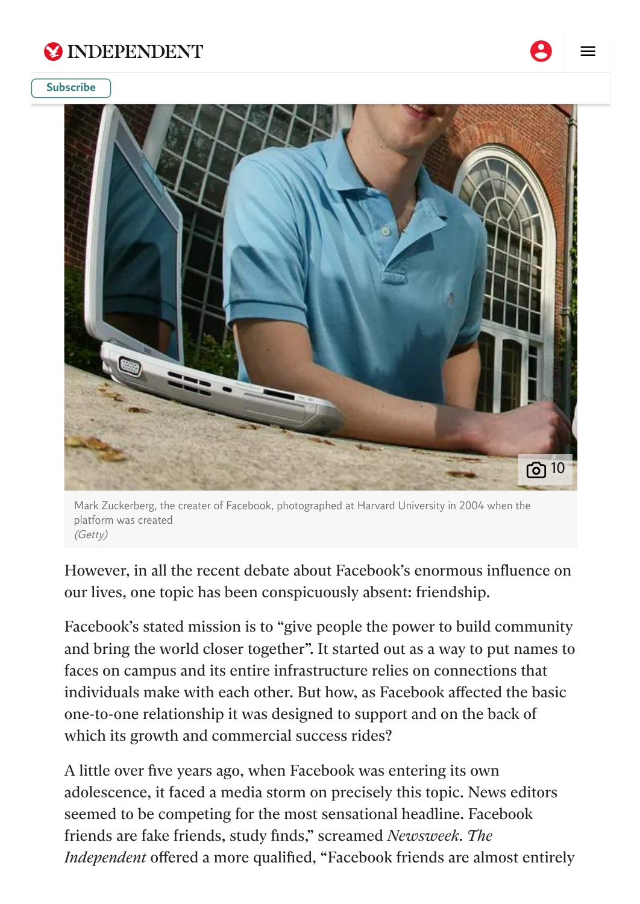Mark Zuckerberg, the creater of Facebook, photographed at Harvard University in 2004 when the platform was created
*(Getty)*

However, in all the recent debate about Facebook's enormous influence on our lives, one topic has been conspicuously absent: friendship.

Facebook's stated mission is to "give people the power to build community and bring the world closer together". It started out as a way to put names to faces on campus and its entire infrastructure relies on connections that individuals make with each other. But how, as Facebook affected the basic one-to-one relationship it was designed to support and on the back of which its growth and commercial success rides?

A little over five years ago, when Facebook was entering its own adolescence, it faced a media storm on precisely this topic. News editors seemed to be competing for the most sensational headline. Facebook friends are fake friends, study finds," screamed *Newsweek*. *The Independent* offered a more qualified, "Facebook friends are almost entirely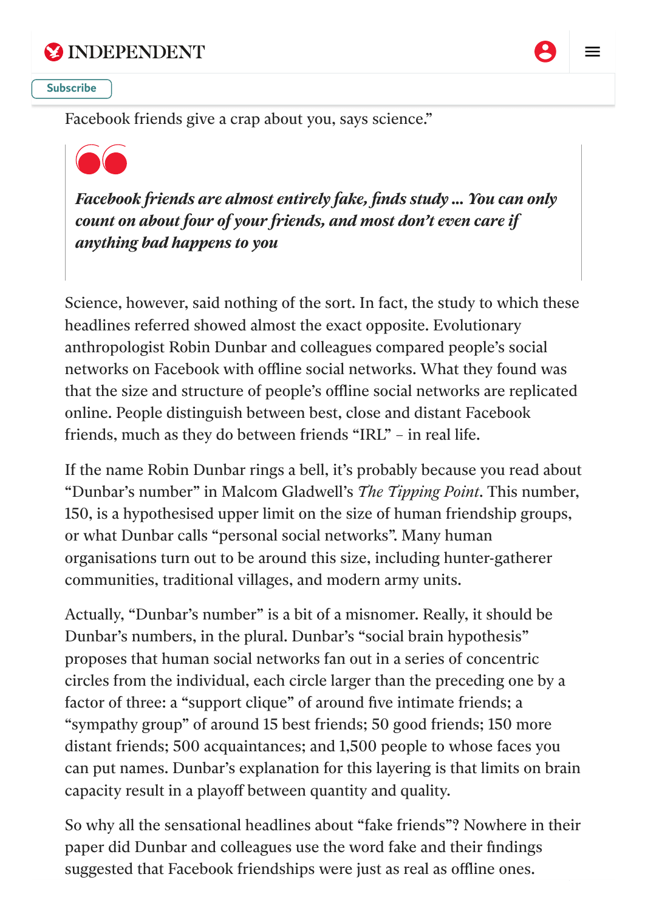Facebook friends give a crap about you, says science."

> ***Facebook friends are almost entirely fake, finds study ... You can only count on about four of your friends, and most don't even care if anything bad happens to you***

Science, however, said nothing of the sort. In fact, the study to which these headlines referred showed almost the exact opposite. Evolutionary anthropologist Robin Dunbar and colleagues compared people's social networks on Facebook with offline social networks. What they found was that the size and structure of people's offline social networks are replicated online. People distinguish between best, close and distant Facebook friends, much as they do between friends "IRL" – in real life.

If the name Robin Dunbar rings a bell, it's probably because you read about "Dunbar's number" in Malcom Gladwell's *The Tipping Point*. This number, 150, is a hypothesised upper limit on the size of human friendship groups, or what Dunbar calls "personal social networks". Many human organisations turn out to be around this size, including hunter-gatherer communities, traditional villages, and modern army units.

Actually, "Dunbar's number" is a bit of a misnomer. Really, it should be Dunbar's numbers, in the plural. Dunbar's "social brain hypothesis" proposes that human social networks fan out in a series of concentric circles from the individual, each circle larger than the preceding one by a factor of three: a "support clique" of around five intimate friends; a "sympathy group" of around 15 best friends; 50 good friends; 150 more distant friends; 500 acquaintances; and 1,500 people to whose faces you can put names. Dunbar's explanation for this layering is that limits on brain capacity result in a playoff between quantity and quality.

So why all the sensational headlines about "fake friends"? Nowhere in their paper did Dunbar and colleagues use the word fake and their findings suggested that Facebook friendships were just as real as offline ones.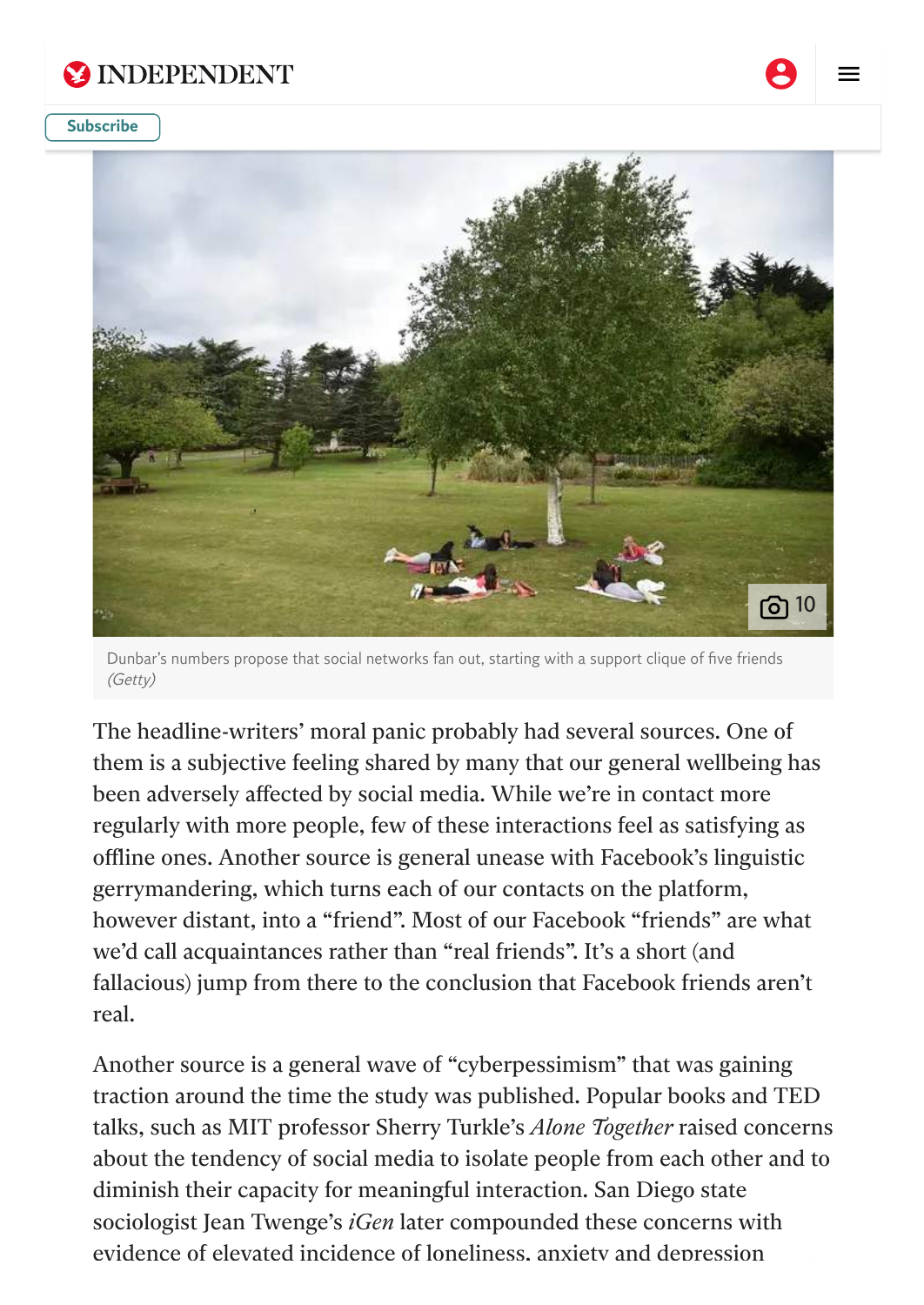Dunbar's numbers propose that social networks fan out, starting with a support clique of five friends *(Getty)*

The headline-writers' moral panic probably had several sources. One of them is a subjective feeling shared by many that our general wellbeing has been adversely affected by social media. While we're in contact more regularly with more people, few of these interactions feel as satisfying as offline ones. Another source is general unease with Facebook's linguistic gerrymandering, which turns each of our contacts on the platform, however distant, into a "friend". Most of our Facebook "friends" are what we'd call acquaintances rather than "real friends". It's a short (and fallacious) jump from there to the conclusion that Facebook friends aren't real.

Another source is a general wave of "cyberpessimism" that was gaining traction around the time the study was published. Popular books and TED talks, such as MIT professor Sherry Turkle's *Alone Together* raised concerns about the tendency of social media to isolate people from each other and to diminish their capacity for meaningful interaction. San Diego state sociologist Jean Twenge's *iGen* later compounded these concerns with evidence of elevated incidence of loneliness, anxiety and depression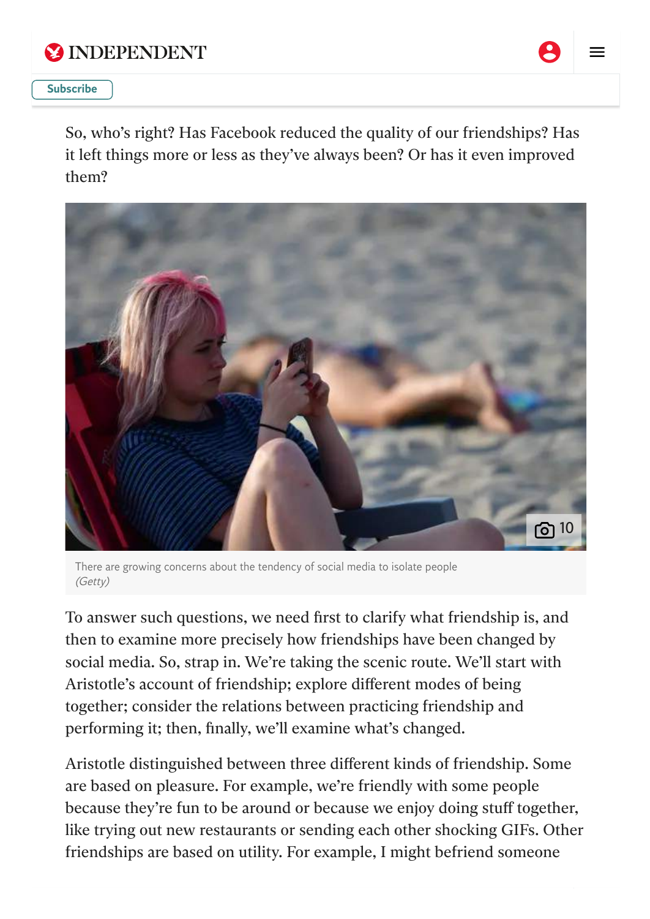So, who's right? Has Facebook reduced the quality of our friendships? Has it left things more or less as they've always been? Or has it even improved them?

There are growing concerns about the tendency of social media to isolate people *(Getty)*

To answer such questions, we need first to clarify what friendship is, and then to examine more precisely how friendships have been changed by social media. So, strap in. We're taking the scenic route. We'll start with Aristotle's account of friendship; explore different modes of being together; consider the relations between practicing friendship and performing it; then, finally, we'll examine what's changed.

Aristotle distinguished between three different kinds of friendship. Some are based on pleasure. For example, we're friendly with some people because they're fun to be around or because we enjoy doing stuff together, like trying out new restaurants or sending each other shocking GIFs. Other friendships are based on utility. For example, I might befriend someone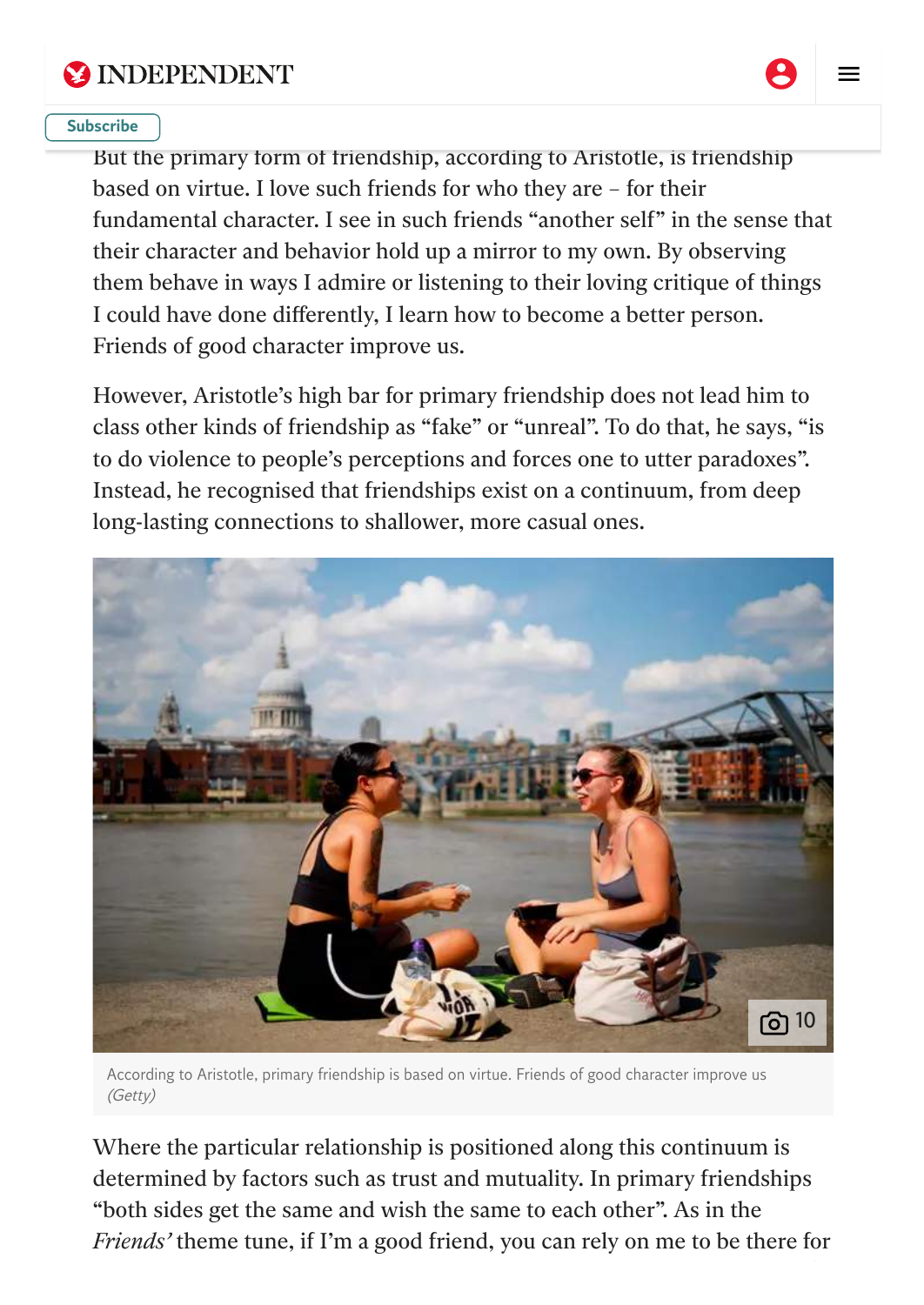But the primary form of friendship, according to Aristotle, is friendship based on virtue. I love such friends for who they are – for their fundamental character. I see in such friends "another self" in the sense that their character and behavior hold up a mirror to my own. By observing them behave in ways I admire or listening to their loving critique of things I could have done differently, I learn how to become a better person. Friends of good character improve us.

However, Aristotle's high bar for primary friendship does not lead him to class other kinds of friendship as "fake" or "unreal". To do that, he says, "is to do violence to people's perceptions and forces one to utter paradoxes". Instead, he recognised that friendships exist on a continuum, from deep long-lasting connections to shallower, more casual ones.

According to Aristotle, primary friendship is based on virtue. Friends of good character improve us (Getty)

Where the particular relationship is positioned along this continuum is determined by factors such as trust and mutuality. In primary friendships "both sides get the same and wish the same to each other". As in the *Friends'* theme tune, if I'm a good friend, you can rely on me to be there for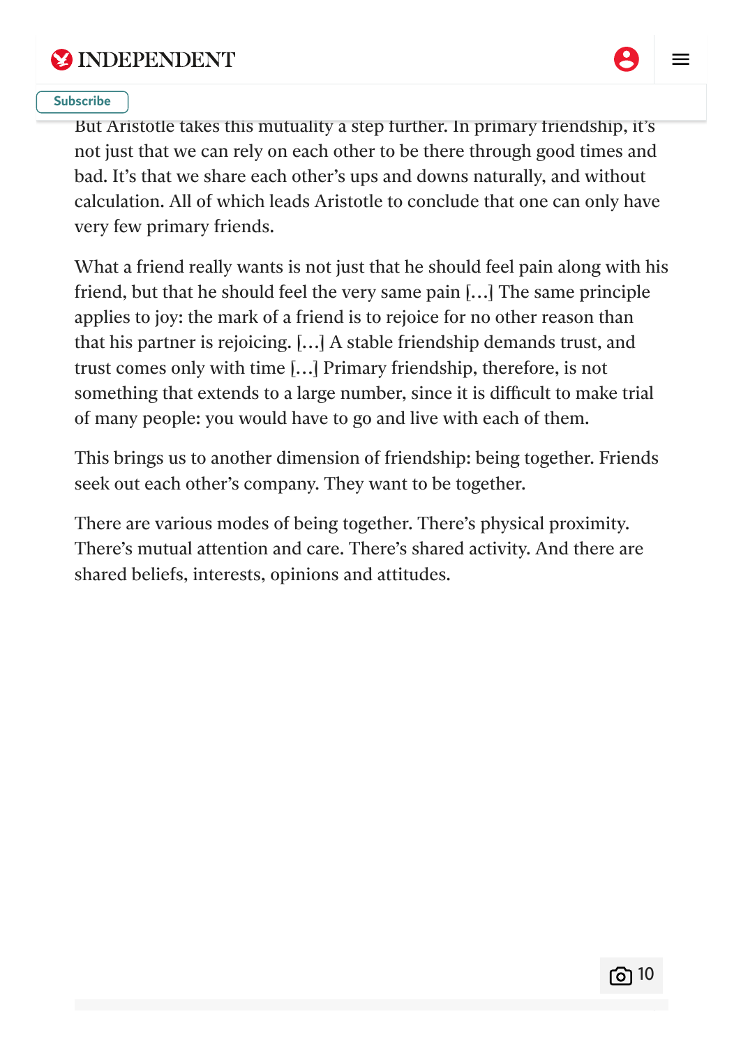But Aristotle takes this mutuality a step further. In primary friendship, it's not just that we can rely on each other to be there through good times and bad. It's that we share each other's ups and downs naturally, and without calculation. All of which leads Aristotle to conclude that one can only have very few primary friends.

What a friend really wants is not just that he should feel pain along with his friend, but that he should feel the very same pain […] The same principle applies to joy: the mark of a friend is to rejoice for no other reason than that his partner is rejoicing. […] A stable friendship demands trust, and trust comes only with time […] Primary friendship, therefore, is not something that extends to a large number, since it is difficult to make trial of many people: you would have to go and live with each of them.

This brings us to another dimension of friendship: being together. Friends seek out each other's company. They want to be together.

There are various modes of being together. There's physical proximity. There's mutual attention and care. There's shared activity. And there are shared beliefs, interests, opinions and attitudes.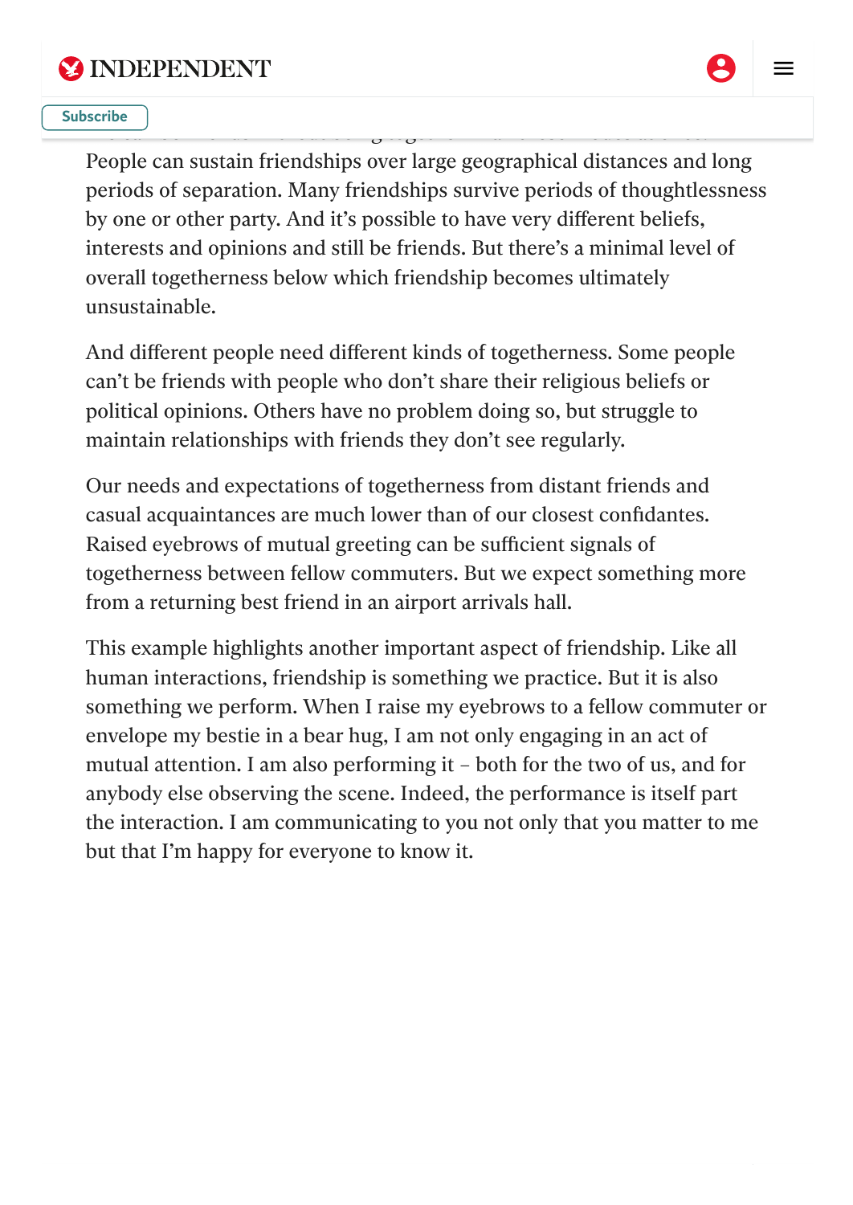People can sustain friendships over large geographical distances and long periods of separation. Many friendships survive periods of thoughtlessness by one or other party. And it's possible to have very different beliefs, interests and opinions and still be friends. But there's a minimal level of overall togetherness below which friendship becomes ultimately unsustainable.

And different people need different kinds of togetherness. Some people can't be friends with people who don't share their religious beliefs or political opinions. Others have no problem doing so, but struggle to maintain relationships with friends they don't see regularly.

Our needs and expectations of togetherness from distant friends and casual acquaintances are much lower than of our closest confidantes. Raised eyebrows of mutual greeting can be sufficient signals of togetherness between fellow commuters. But we expect something more from a returning best friend in an airport arrivals hall.

This example highlights another important aspect of friendship. Like all human interactions, friendship is something we practice. But it is also something we perform. When I raise my eyebrows to a fellow commuter or envelope my bestie in a bear hug, I am not only engaging in an act of mutual attention. I am also performing it – both for the two of us, and for anybody else observing the scene. Indeed, the performance is itself part the interaction. I am communicating to you not only that you matter to me but that I'm happy for everyone to know it.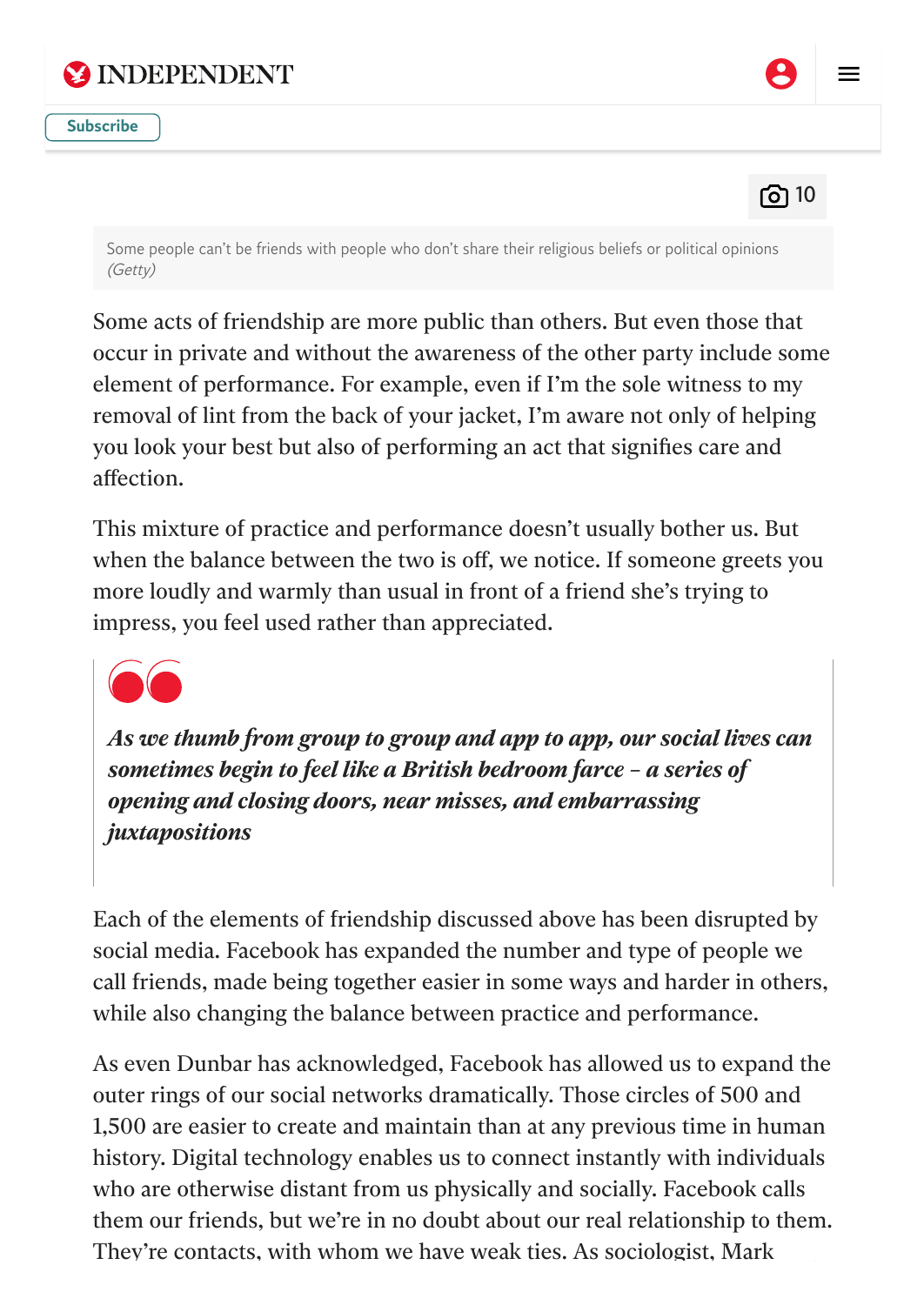Some people can't be friends with people who don't share their religious beliefs or political opinions *(Getty)*

Some acts of friendship are more public than others. But even those that occur in private and without the awareness of the other party include some element of performance. For example, even if I'm the sole witness to my removal of lint from the back of your jacket, I'm aware not only of helping you look your best but also of performing an act that signifies care and affection.

This mixture of practice and performance doesn't usually bother us. But when the balance between the two is off, we notice. If someone greets you more loudly and warmly than usual in front of a friend she's trying to impress, you feel used rather than appreciated.

> ***As we thumb from group to group and app to app, our social lives can sometimes begin to feel like a British bedroom farce – a series of opening and closing doors, near misses, and embarrassing juxtapositions***

Each of the elements of friendship discussed above has been disrupted by social media. Facebook has expanded the number and type of people we call friends, made being together easier in some ways and harder in others, while also changing the balance between practice and performance.

As even Dunbar has acknowledged, Facebook has allowed us to expand the outer rings of our social networks dramatically. Those circles of 500 and 1,500 are easier to create and maintain than at any previous time in human history. Digital technology enables us to connect instantly with individuals who are otherwise distant from us physically and socially. Facebook calls them our friends, but we're in no doubt about our real relationship to them. They're contacts, with whom we have weak ties. As sociologist, Mark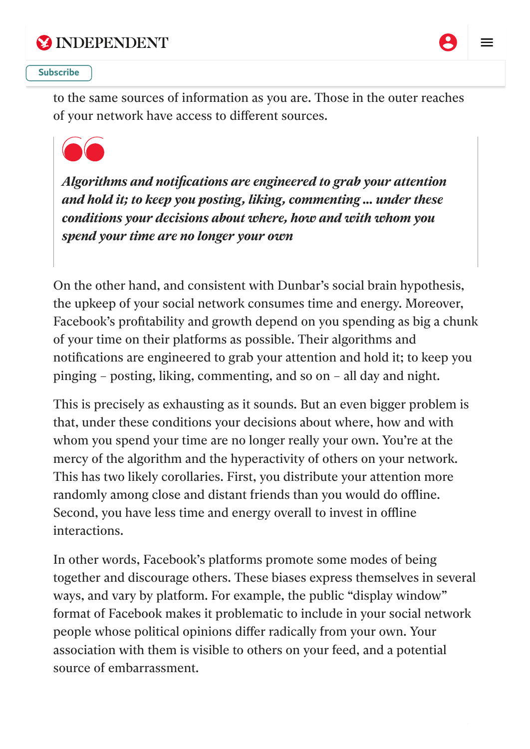to the same sources of information as you are. Those in the outer reaches of your network have access to different sources.

> ***Algorithms and notifications are engineered to grab your attention and hold it; to keep you posting, liking, commenting ... under these conditions your decisions about where, how and with whom you spend your time are no longer your own***

On the other hand, and consistent with Dunbar's social brain hypothesis, the upkeep of your social network consumes time and energy. Moreover, Facebook's profitability and growth depend on you spending as big a chunk of your time on their platforms as possible. Their algorithms and notifications are engineered to grab your attention and hold it; to keep you pinging – posting, liking, commenting, and so on – all day and night.

This is precisely as exhausting as it sounds. But an even bigger problem is that, under these conditions your decisions about where, how and with whom you spend your time are no longer really your own. You're at the mercy of the algorithm and the hyperactivity of others on your network. This has two likely corollaries. First, you distribute your attention more randomly among close and distant friends than you would do offline. Second, you have less time and energy overall to invest in offline interactions.

In other words, Facebook's platforms promote some modes of being together and discourage others. These biases express themselves in several ways, and vary by platform. For example, the public "display window" format of Facebook makes it problematic to include in your social network people whose political opinions differ radically from your own. Your association with them is visible to others on your feed, and a potential source of embarrassment.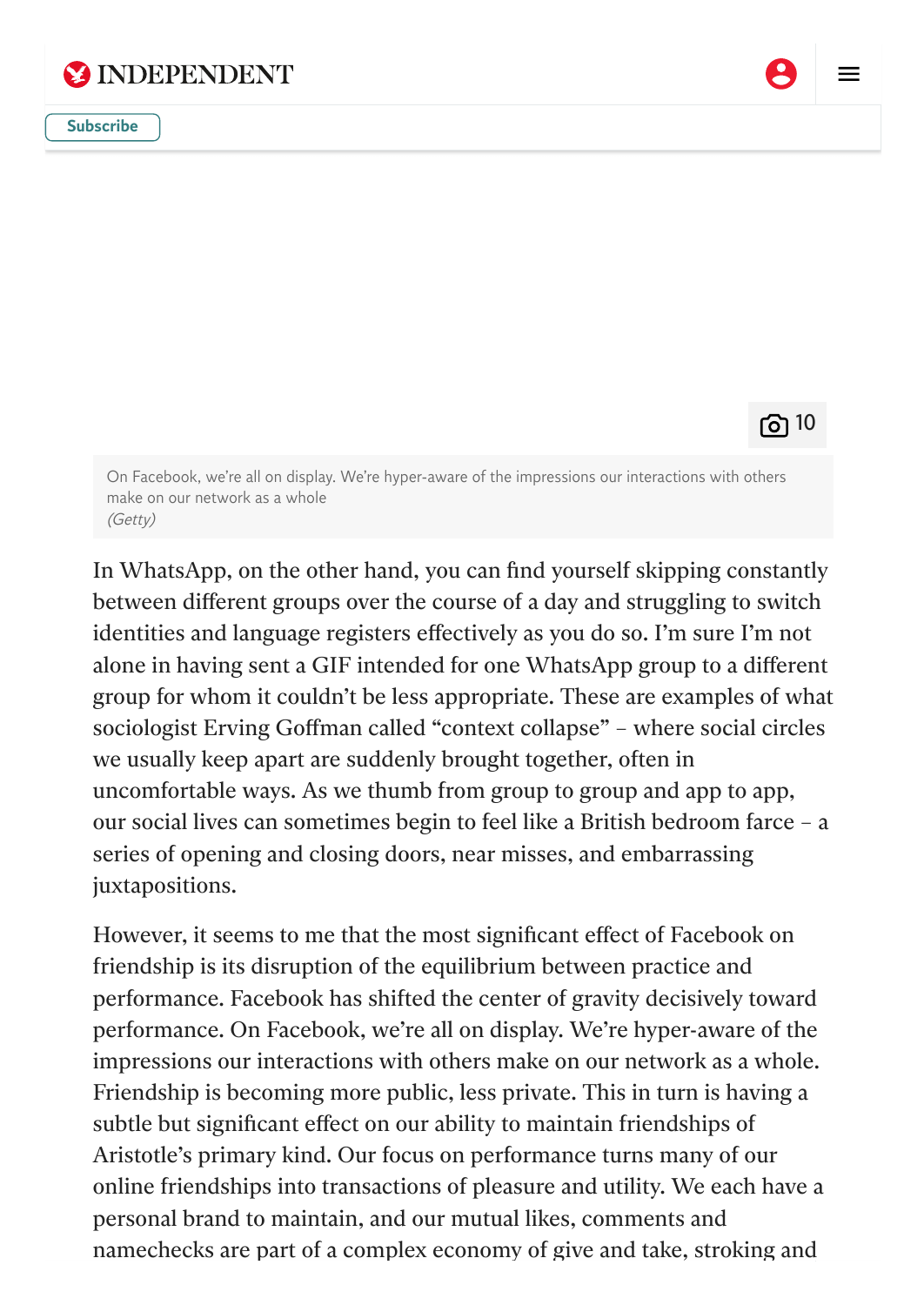On Facebook, we're all on display. We're hyper-aware of the impressions our interactions with others make on our network as a whole
*(Getty)*

In WhatsApp, on the other hand, you can find yourself skipping constantly between different groups over the course of a day and struggling to switch identities and language registers effectively as you do so. I'm sure I'm not alone in having sent a GIF intended for one WhatsApp group to a different group for whom it couldn't be less appropriate. These are examples of what sociologist Erving Goffman called "context collapse" – where social circles we usually keep apart are suddenly brought together, often in uncomfortable ways. As we thumb from group to group and app to app, our social lives can sometimes begin to feel like a British bedroom farce – a series of opening and closing doors, near misses, and embarrassing juxtapositions.

However, it seems to me that the most significant effect of Facebook on friendship is its disruption of the equilibrium between practice and performance. Facebook has shifted the center of gravity decisively toward performance. On Facebook, we're all on display. We're hyper-aware of the impressions our interactions with others make on our network as a whole. Friendship is becoming more public, less private. This in turn is having a subtle but significant effect on our ability to maintain friendships of Aristotle's primary kind. Our focus on performance turns many of our online friendships into transactions of pleasure and utility. We each have a personal brand to maintain, and our mutual likes, comments and namechecks are part of a complex economy of give and take, stroking and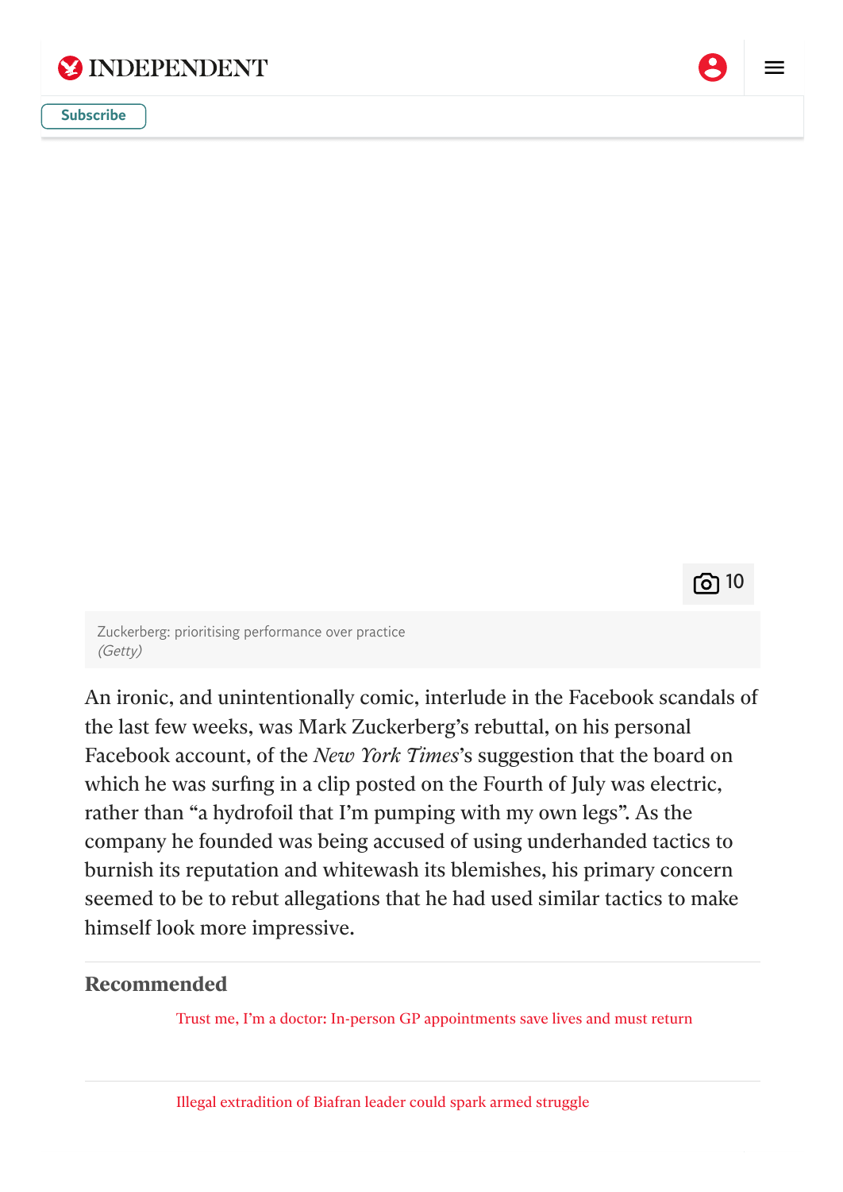Zuckerberg: prioritising performance over practice
*(Getty)*

An ironic, and unintentionally comic, interlude in the Facebook scandals of the last few weeks, was Mark Zuckerberg's rebuttal, on his personal Facebook account, of the *New York Times*'s suggestion that the board on which he was surfing in a clip posted on the Fourth of July was electric, rather than "a hydrofoil that I'm pumping with my own legs". As the company he founded was being accused of using underhanded tactics to burnish its reputation and whitewash its blemishes, his primary concern seemed to be to rebut allegations that he had used similar tactics to make himself look more impressive.

## Recommended

Trust me, I'm a doctor: In-person GP appointments save lives and must return

Illegal extradition of Biafran leader could spark armed struggle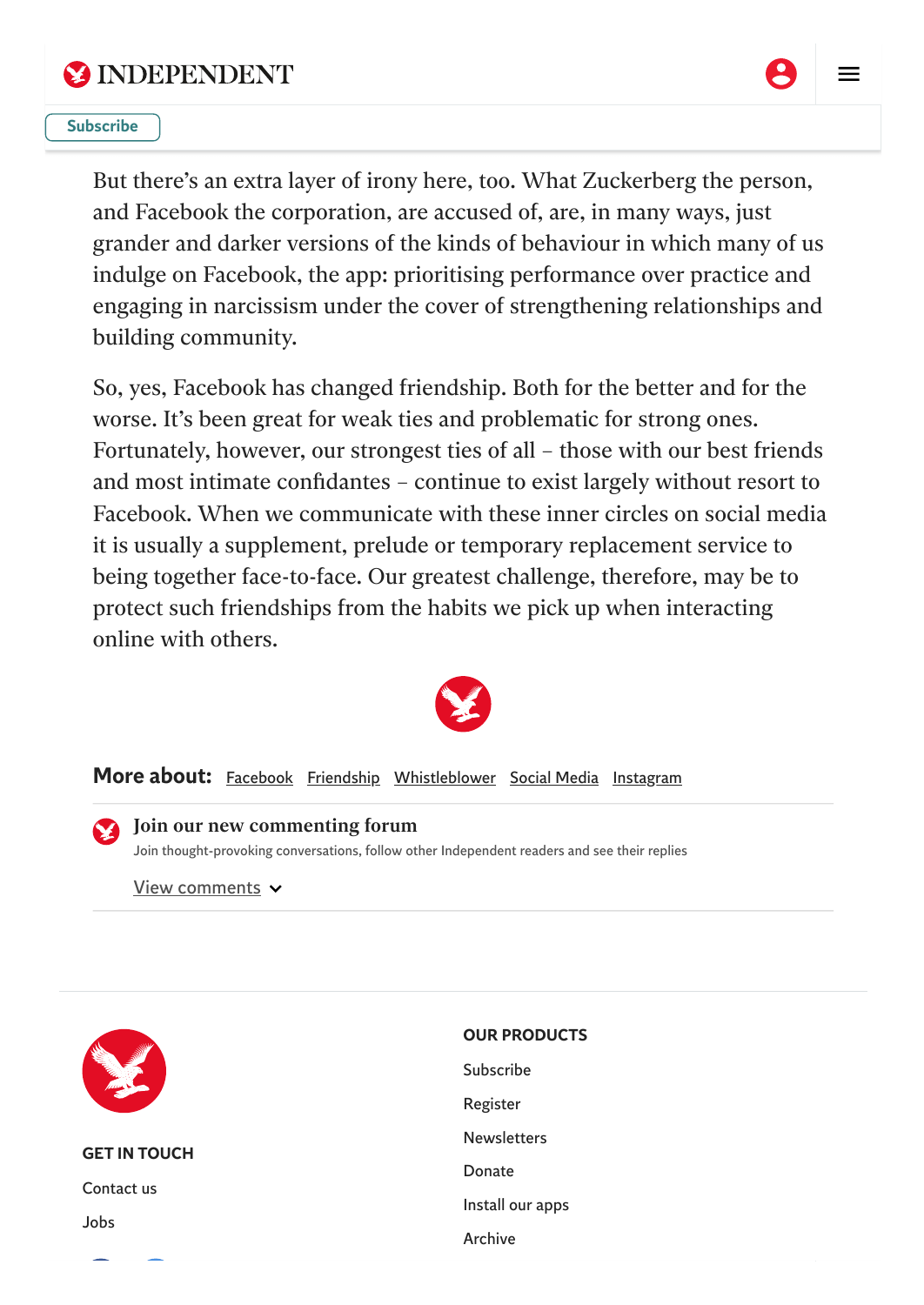But there's an extra layer of irony here, too. What Zuckerberg the person, and Facebook the corporation, are accused of, are, in many ways, just grander and darker versions of the kinds of behaviour in which many of us indulge on Facebook, the app: prioritising performance over practice and engaging in narcissism under the cover of strengthening relationships and building community.

So, yes, Facebook has changed friendship. Both for the better and for the worse. It's been great for weak ties and problematic for strong ones. Fortunately, however, our strongest ties of all – those with our best friends and most intimate confidantes – continue to exist largely without resort to Facebook. When we communicate with these inner circles on social media it is usually a supplement, prelude or temporary replacement service to being together face-to-face. Our greatest challenge, therefore, may be to protect such friendships from the habits we pick up when interacting online with others.

**More about:** Facebook Friendship Whistleblower Social Media Instagram

**Join our new commenting forum**

Join thought-provoking conversations, follow other Independent readers and see their replies

View comments

**GET IN TOUCH**

Contact us

Jobs

**OUR PRODUCTS**

Subscribe

Register

Newsletters

Donate

Install our apps

Archive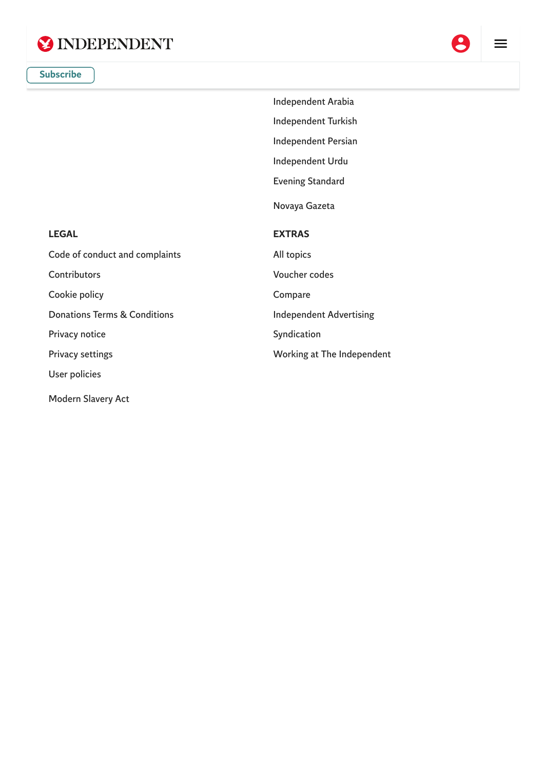Independent Arabia

Independent Turkish

Independent Persian

Independent Urdu

Evening Standard

Novaya Gazeta

**LEGAL**

Code of conduct and complaints

Contributors

Cookie policy

Donations Terms & Conditions

Privacy notice

Privacy settings

User policies

Modern Slavery Act

**EXTRAS**

All topics

Voucher codes

Compare

Independent Advertising

Syndication

Working at The Independent